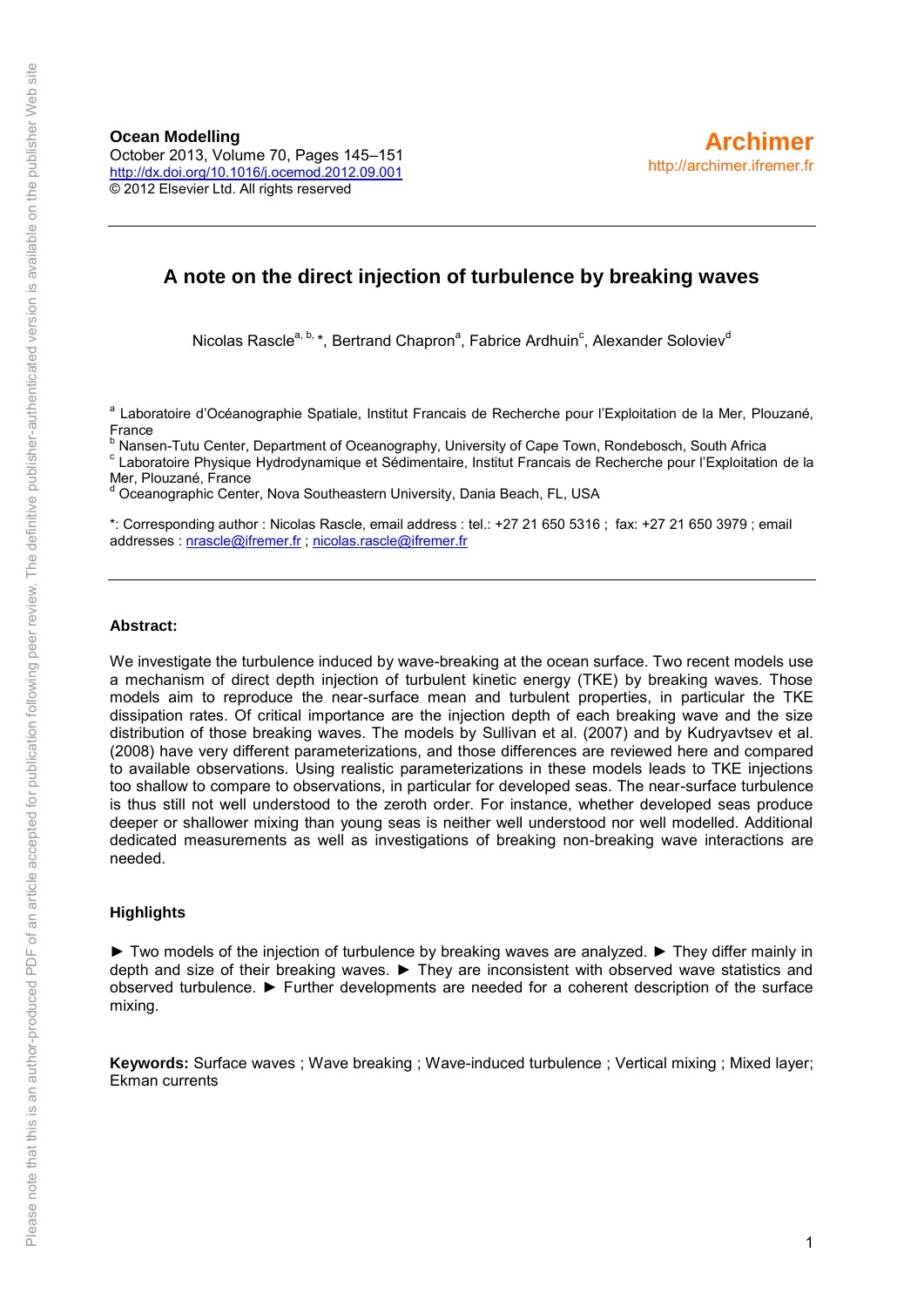**Ocean Modelling**
October 2013, Volume 70, Pages 145–151
http://dx.doi.org/10.1016/j.ocemod.2012.09.001
© 2012 Elsevier Ltd. All rights reserved

**Archimer**
http://archimer.ifremer.fr

---

# A note on the direct injection of turbulence by breaking waves

Nicolas Rascle[a, b, *], Bertrand Chapron[a], Fabrice Ardhuin[c], Alexander Soloviev[d]

[a] Laboratoire d'Océanographie Spatiale, Institut Francais de Recherche pour l'Exploitation de la Mer, Plouzané, France
[b] Nansen-Tutu Center, Department of Oceanography, University of Cape Town, Rondebosch, South Africa
[c] Laboratoire Physique Hydrodynamique et Sédimentaire, Institut Francais de Recherche pour l'Exploitation de la Mer, Plouzané, France
[d] Oceanographic Center, Nova Southeastern University, Dania Beach, FL, USA

*: Corresponding author : Nicolas Rascle, email address : tel.: +27 21 650 5316 ; fax: +27 21 650 3979 ; email addresses : nrascle@ifremer.fr ; nicolas.rascle@ifremer.fr

---

**Abstract:**

We investigate the turbulence induced by wave-breaking at the ocean surface. Two recent models use a mechanism of direct depth injection of turbulent kinetic energy (TKE) by breaking waves. Those models aim to reproduce the near-surface mean and turbulent properties, in particular the TKE dissipation rates. Of critical importance are the injection depth of each breaking wave and the size distribution of those breaking waves. The models by Sullivan et al. (2007) and by Kudryavtsev et al. (2008) have very different parameterizations, and those differences are reviewed here and compared to available observations. Using realistic parameterizations in these models leads to TKE injections too shallow to compare to observations, in particular for developed seas. The near-surface turbulence is thus still not well understood to the zeroth order. For instance, whether developed seas produce deeper or shallower mixing than young seas is neither well understood nor well modelled. Additional dedicated measurements as well as investigations of breaking non-breaking wave interactions are needed.

**Highlights**

► Two models of the injection of turbulence by breaking waves are analyzed. ► They differ mainly in depth and size of their breaking waves. ► They are inconsistent with observed wave statistics and observed turbulence. ► Further developments are needed for a coherent description of the surface mixing.

**Keywords:** Surface waves ; Wave breaking ; Wave-induced turbulence ; Vertical mixing ; Mixed layer; Ekman currents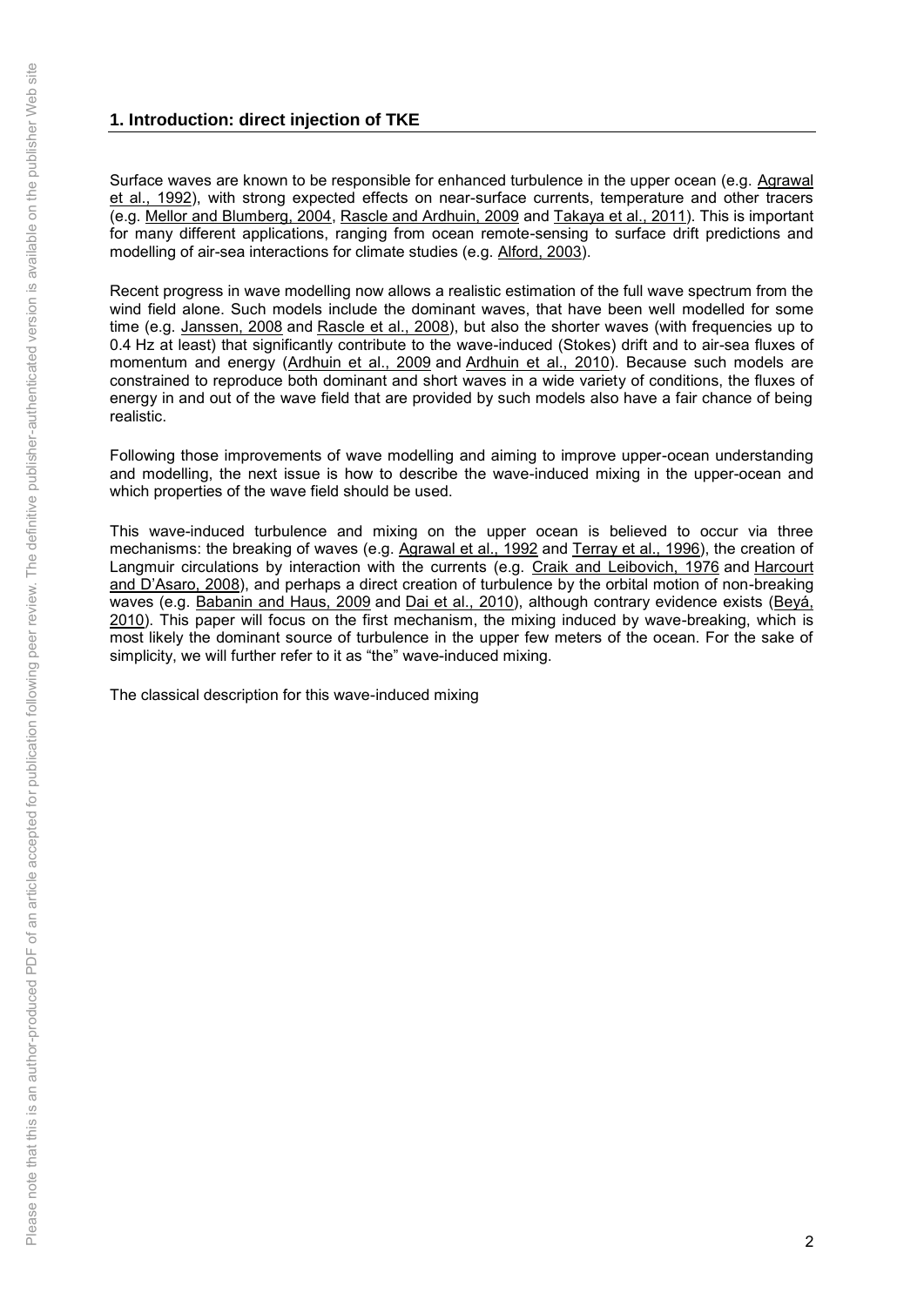## 1. Introduction: direct injection of TKE

Surface waves are known to be responsible for enhanced turbulence in the upper ocean (e.g. Agrawal et al., 1992), with strong expected effects on near-surface currents, temperature and other tracers (e.g. Mellor and Blumberg, 2004, Rascle and Ardhuin, 2009 and Takaya et al., 2011). This is important for many different applications, ranging from ocean remote-sensing to surface drift predictions and modelling of air-sea interactions for climate studies (e.g. Alford, 2003).

Recent progress in wave modelling now allows a realistic estimation of the full wave spectrum from the wind field alone. Such models include the dominant waves, that have been well modelled for some time (e.g. Janssen, 2008 and Rascle et al., 2008), but also the shorter waves (with frequencies up to 0.4 Hz at least) that significantly contribute to the wave-induced (Stokes) drift and to air-sea fluxes of momentum and energy (Ardhuin et al., 2009 and Ardhuin et al., 2010). Because such models are constrained to reproduce both dominant and short waves in a wide variety of conditions, the fluxes of energy in and out of the wave field that are provided by such models also have a fair chance of being realistic.

Following those improvements of wave modelling and aiming to improve upper-ocean understanding and modelling, the next issue is how to describe the wave-induced mixing in the upper-ocean and which properties of the wave field should be used.

This wave-induced turbulence and mixing on the upper ocean is believed to occur via three mechanisms: the breaking of waves (e.g. Agrawal et al., 1992 and Terray et al., 1996), the creation of Langmuir circulations by interaction with the currents (e.g. Craik and Leibovich, 1976 and Harcourt and D'Asaro, 2008), and perhaps a direct creation of turbulence by the orbital motion of non-breaking waves (e.g. Babanin and Haus, 2009 and Dai et al., 2010), although contrary evidence exists (Beyá, 2010). This paper will focus on the first mechanism, the mixing induced by wave-breaking, which is most likely the dominant source of turbulence in the upper few meters of the ocean. For the sake of simplicity, we will further refer to it as "the" wave-induced mixing.

The classical description for this wave-induced mixing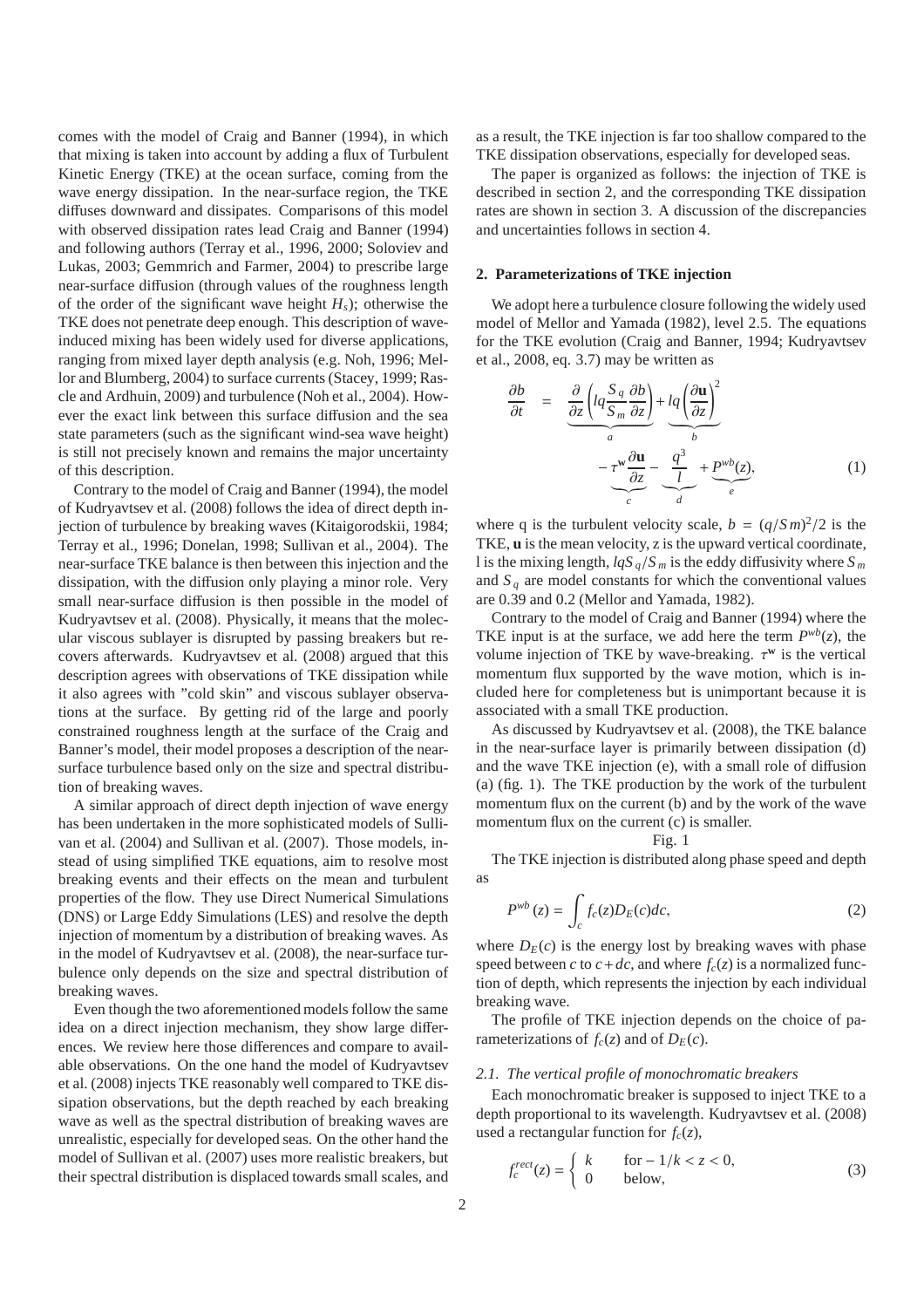comes with the model of Craig and Banner (1994), in which that mixing is taken into account by adding a flux of Turbulent Kinetic Energy (TKE) at the ocean surface, coming from the wave energy dissipation. In the near-surface region, the TKE diffuses downward and dissipates. Comparisons of this model with observed dissipation rates lead Craig and Banner (1994) and following authors (Terray et al., 1996, 2000; Soloviev and Lukas, 2003; Gemmrich and Farmer, 2004) to prescribe large near-surface diffusion (through values of the roughness length of the order of the significant wave height $H_s$); otherwise the TKE does not penetrate deep enough. This description of wave-induced mixing has been widely used for diverse applications, ranging from mixed layer depth analysis (e.g. Noh, 1996; Mellor and Blumberg, 2004) to surface currents (Stacey, 1999; Rascle and Ardhuin, 2009) and turbulence (Noh et al., 2004). However the exact link between this surface diffusion and the sea state parameters (such as the significant wind-sea wave height) is still not precisely known and remains the major uncertainty of this description.

Contrary to the model of Craig and Banner (1994), the model of Kudryavtsev et al. (2008) follows the idea of direct depth injection of turbulence by breaking waves (Kitaigorodskii, 1984; Terray et al., 1996; Donelan, 1998; Sullivan et al., 2004). The near-surface TKE balance is then between this injection and the dissipation, with the diffusion only playing a minor role. Very small near-surface diffusion is then possible in the model of Kudryavtsev et al. (2008). Physically, it means that the molecular viscous sublayer is disrupted by passing breakers but recovers afterwards. Kudryavtsev et al. (2008) argued that this description agrees with observations of TKE dissipation while it also agrees with "cold skin" and viscous sublayer observations at the surface. By getting rid of the large and poorly constrained roughness length at the surface of the Craig and Banner's model, their model proposes a description of the near-surface turbulence based only on the size and spectral distribution of breaking waves.

A similar approach of direct depth injection of wave energy has been undertaken in the more sophisticated models of Sullivan et al. (2004) and Sullivan et al. (2007). Those models, instead of using simplified TKE equations, aim to resolve most breaking events and their effects on the mean and turbulent properties of the flow. They use Direct Numerical Simulations (DNS) or Large Eddy Simulations (LES) and resolve the depth injection of momentum by a distribution of breaking waves. As in the model of Kudryavtsev et al. (2008), the near-surface turbulence only depends on the size and spectral distribution of breaking waves.

Even though the two aforementioned models follow the same idea on a direct injection mechanism, they show large differences. We review here those differences and compare to available observations. On the one hand the model of Kudryavtsev et al. (2008) injects TKE reasonably well compared to TKE dissipation observations, but the depth reached by each breaking wave as well as the spectral distribution of breaking waves are unrealistic, especially for developed seas. On the other hand the model of Sullivan et al. (2007) uses more realistic breakers, but their spectral distribution is displaced towards small scales, and as a result, the TKE injection is far too shallow compared to the TKE dissipation observations, especially for developed seas.

The paper is organized as follows: the injection of TKE is described in section 2, and the corresponding TKE dissipation rates are shown in section 3. A discussion of the discrepancies and uncertainties follows in section 4.

## 2. Parameterizations of TKE injection

We adopt here a turbulence closure following the widely used model of Mellor and Yamada (1982), level 2.5. The equations for the TKE evolution (Craig and Banner, 1994; Kudryavtsev et al., 2008, eq. 3.7) may be written as

$$\frac{\partial b}{\partial t} = \underbrace{\frac{\partial}{\partial z}\left(lq\frac{S_q}{S_m}\frac{\partial b}{\partial z}\right)}_{a} + \underbrace{lq\left(\frac{\partial \mathbf{u}}{\partial z}\right)^2}_{b} \underbrace{-\tau^{\mathbf{w}}\frac{\partial \mathbf{u}}{\partial z}}_{c} - \underbrace{\frac{q^3}{l}}_{d} + \underbrace{P^{wb}(z)}_{e}, \tag{1}$$

where q is the turbulent velocity scale, $b = (q/S m)^2/2$ is the TKE, $\mathbf{u}$ is the mean velocity, z is the upward vertical coordinate, l is the mixing length, $lqS_q/S_m$ is the eddy diffusivity where $S_m$ and $S_q$ are model constants for which the conventional values are 0.39 and 0.2 (Mellor and Yamada, 1982).

Contrary to the model of Craig and Banner (1994) where the TKE input is at the surface, we add here the term $P^{wb}(z)$, the volume injection of TKE by wave-breaking. $\tau^{\mathbf{w}}$ is the vertical momentum flux supported by the wave motion, which is included here for completeness but is unimportant because it is associated with a small TKE production.

As discussed by Kudryavtsev et al. (2008), the TKE balance in the near-surface layer is primarily between dissipation (d) and the wave TKE injection (e), with a small role of diffusion (a) (fig. 1). The TKE production by the work of the turbulent momentum flux on the current (b) and by the work of the wave momentum flux on the current (c) is smaller.

Fig. 1

The TKE injection is distributed along phase speed and depth as

$$P^{wb}(z) = \int_c f_c(z) D_E(c) dc, \tag{2}$$

where $D_E(c)$ is the energy lost by breaking waves with phase speed between $c$ to $c + dc$, and where $f_c(z)$ is a normalized function of depth, which represents the injection by each individual breaking wave.

The profile of TKE injection depends on the choice of parameterizations of $f_c(z)$ and of $D_E(c)$.

### *2.1. The vertical profile of monochromatic breakers*

Each monochromatic breaker is supposed to inject TKE to a depth proportional to its wavelength. Kudryavtsev et al. (2008) used a rectangular function for $f_c(z)$,

$$f_c^{rect}(z) = \begin{cases} k & \text{for} -1/k < z < 0, \\ 0 & \text{below,} \end{cases} \tag{3}$$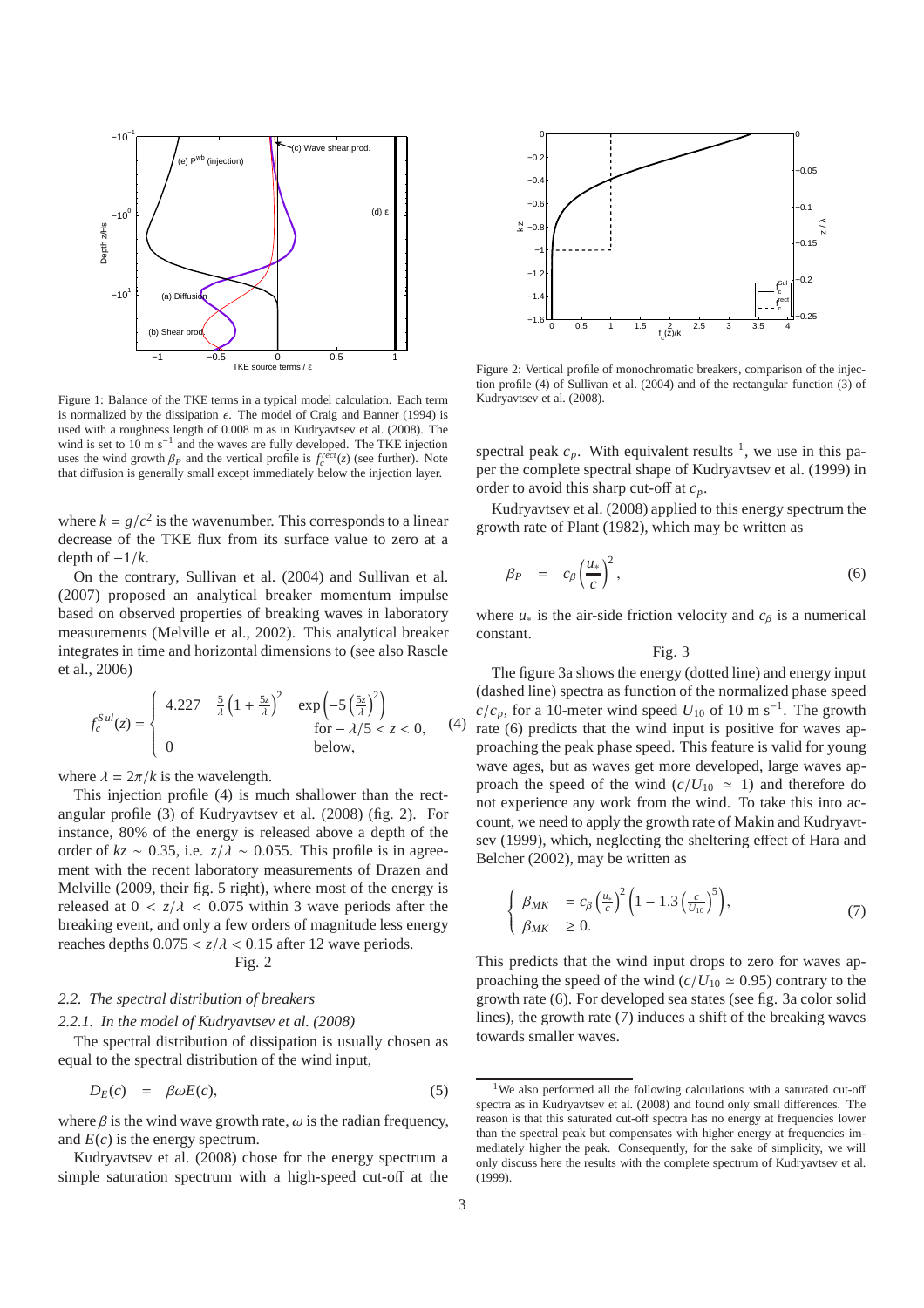Figure 1: Balance of the TKE terms in a typical model calculation. Each term is normalized by the dissipation $\epsilon$. The model of Craig and Banner (1994) is used with a roughness length of 0.008 m as in Kudryavtsev et al. (2008). The wind is set to 10 m s$^{-1}$ and the waves are fully developed. The TKE injection uses the wind growth $\beta_P$ and the vertical profile is $f_c^{rect}(z)$ (see further). Note that diffusion is generally small except immediately below the injection layer.

where $k = g/c^2$ is the wavenumber. This corresponds to a linear decrease of the TKE flux from its surface value to zero at a depth of $-1/k$.

On the contrary, Sullivan et al. (2004) and Sullivan et al. (2007) proposed an analytical breaker momentum impulse based on observed properties of breaking waves in laboratory measurements (Melville et al., 2002). This analytical breaker integrates in time and horizontal dimensions to (see also Rascle et al., 2006)

$$f_c^{Sul}(z) = \begin{cases} 4.227 \quad \frac{5}{\lambda}\left(1 + \frac{5z}{\lambda}\right)^2 \quad \exp\left(-5\left(\frac{5z}{\lambda}\right)^2\right) & \\ \qquad\qquad\qquad\qquad \text{for} -\lambda/5 < z < 0, & \\ 0 \qquad\qquad\qquad\qquad \text{below,} & \end{cases} \tag{4}$$

where $\lambda = 2\pi/k$ is the wavelength.

This injection profile (4) is much shallower than the rectangular profile (3) of Kudryavtsev et al. (2008) (fig. 2). For instance, 80% of the energy is released above a depth of the order of $kz \sim 0.35$, i.e. $z/\lambda \sim 0.055$. This profile is in agreement with the recent laboratory measurements of Drazen and Melville (2009, their fig. 5 right), where most of the energy is released at $0 < z/\lambda < 0.075$ within 3 wave periods after the breaking event, and only a few orders of magnitude less energy reaches depths $0.075 < z/\lambda < 0.15$ after 12 wave periods.

Fig. 2

### 2.2. The spectral distribution of breakers

#### 2.2.1. In the model of Kudryavtsev et al. (2008)

The spectral distribution of dissipation is usually chosen as equal to the spectral distribution of the wind input,

$$D_E(c) \;\; = \;\; \beta \omega E(c), \tag{5}$$

where $\beta$ is the wind wave growth rate, $\omega$ is the radian frequency, and $E(c)$ is the energy spectrum.

Kudryavtsev et al. (2008) chose for the energy spectrum a simple saturation spectrum with a high-speed cut-off at the spectral peak $c_p$. With equivalent results [1], we use in this paper the complete spectral shape of Kudryavtsev et al. (1999) in order to avoid this sharp cut-off at $c_p$.

Figure 2: Vertical profile of monochromatic breakers, comparison of the injection profile (4) of Sullivan et al. (2004) and of the rectangular function (3) of Kudryavtsev et al. (2008).

Kudryavtsev et al. (2008) applied to this energy spectrum the growth rate of Plant (1982), which may be written as

$$\beta_P \;\; = \;\; c_\beta \left(\frac{u_*}{c}\right)^2, \tag{6}$$

where $u_*$ is the air-side friction velocity and $c_\beta$ is a numerical constant.

Fig. 3

The figure 3a shows the energy (dotted line) and energy input (dashed line) spectra as function of the normalized phase speed $c/c_p$, for a 10-meter wind speed $U_{10}$ of 10 m s$^{-1}$. The growth rate (6) predicts that the wind input is positive for waves approaching the peak phase speed. This feature is valid for young wave ages, but as waves get more developed, large waves approach the speed of the wind ($c/U_{10} \simeq 1$) and therefore do not experience any work from the wind. To take this into account, we need to apply the growth rate of Makin and Kudryavtsev (1999), which, neglecting the sheltering effect of Hara and Belcher (2002), may be written as

$$\begin{cases} \beta_{MK} & = c_\beta \left(\frac{u_*}{c}\right)^2 \left(1 - 1.3\left(\frac{c}{U_{10}}\right)^5\right), \\ \beta_{MK} & \geq 0. \end{cases} \tag{7}$$

This predicts that the wind input drops to zero for waves approaching the speed of the wind ($c/U_{10} \simeq 0.95$) contrary to the growth rate (6). For developed sea states (see fig. 3a color solid lines), the growth rate (7) induces a shift of the breaking waves towards smaller waves.

[1] We also performed all the following calculations with a saturated cut-off spectra as in Kudryavtsev et al. (2008) and found only small differences. The reason is that this saturated cut-off spectra has no energy at frequencies lower than the spectral peak but compensates with higher energy at frequencies immediately higher the peak. Consequently, for the sake of simplicity, we will only discuss here the results with the complete spectrum of Kudryavtsev et al. (1999).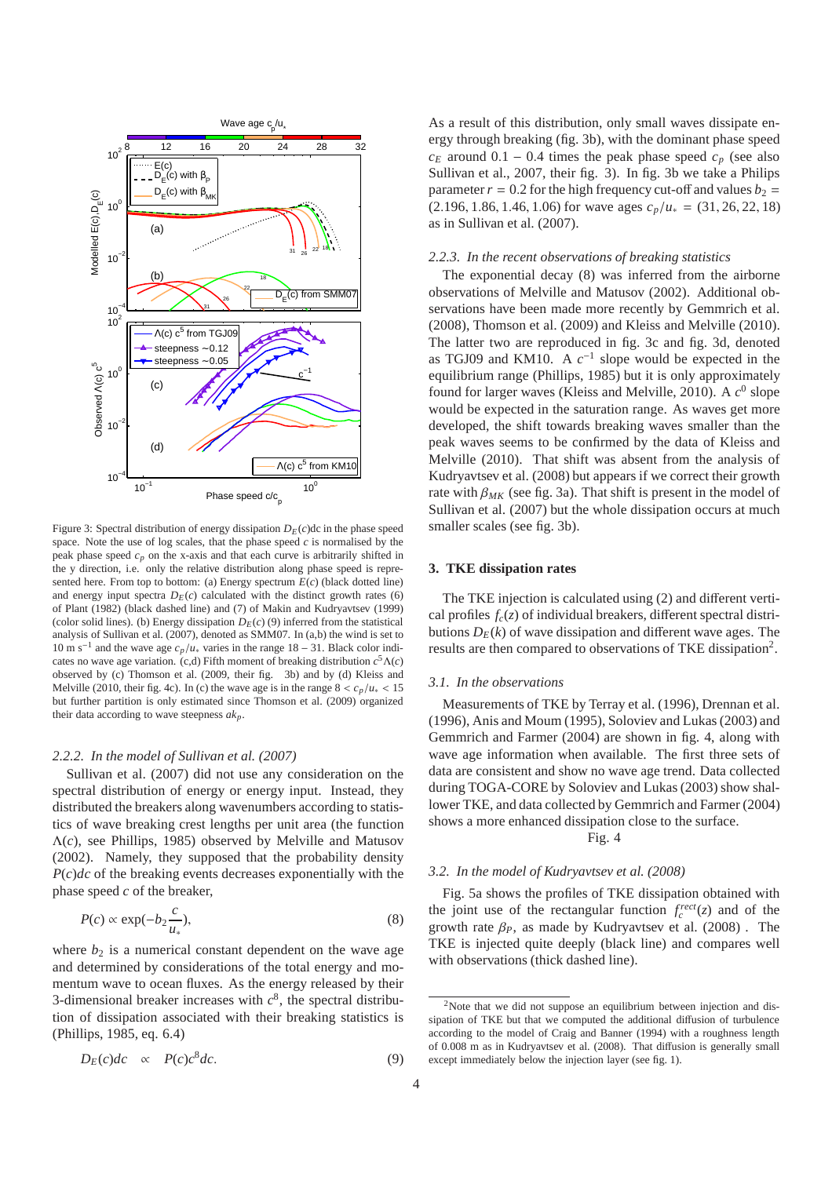Figure 3: Spectral distribution of energy dissipation $D_E(c)$dc in the phase speed space. Note the use of log scales, that the phase speed $c$ is normalised by the peak phase speed $c_p$ on the x-axis and that each curve is arbitrarily shifted in the y direction, i.e. only the relative distribution along phase speed is represented here. From top to bottom: (a) Energy spectrum $E(c)$ (black dotted line) and energy input spectra $D_E(c)$ calculated with the distinct growth rates (6) of Plant (1982) (black dashed line) and (7) of Makin and Kudryavtsev (1999) (color solid lines). (b) Energy dissipation $D_E(c)$ (9) inferred from the statistical analysis of Sullivan et al. (2007), denoted as SMM07. In (a,b) the wind is set to 10 m s$^{-1}$ and the wave age $c_p/u_*$ varies in the range 18 – 31. Black color indicates no wave age variation. (c,d) Fifth moment of breaking distribution $c^5\Lambda(c)$ observed by (c) Thomson et al. (2009, their fig. 3b) and by (d) Kleiss and Melville (2010, their fig. 4c). In (c) the wave age is in the range $8 < c_p/u_* < 15$ but further partition is only estimated since Thomson et al. (2009) organized their data according to wave steepness $ak_p$.

### 2.2.2. In the model of Sullivan et al. (2007)

Sullivan et al. (2007) did not use any consideration on the spectral distribution of energy or energy input. Instead, they distributed the breakers along wavenumbers according to statistics of wave breaking crest lengths per unit area (the function $\Lambda(c)$, see Phillips, 1985) observed by Melville and Matusov (2002). Namely, they supposed that the probability density $P(c)dc$ of the breaking events decreases exponentially with the phase speed $c$ of the breaker,

$$P(c) \propto \exp(-b_2 \frac{c}{u_*}), \tag{8}$$

where $b_2$ is a numerical constant dependent on the wave age and determined by considerations of the total energy and momentum wave to ocean fluxes. As the energy released by their 3-dimensional breaker increases with $c^8$, the spectral distribution of dissipation associated with their breaking statistics is (Phillips, 1985, eq. 6.4)

$$D_E(c)dc \quad \propto \quad P(c)c^8 dc. \tag{9}$$

As a result of this distribution, only small waves dissipate energy through breaking (fig. 3b), with the dominant phase speed $c_E$ around 0.1 – 0.4 times the peak phase speed $c_p$ (see also Sullivan et al., 2007, their fig. 3). In fig. 3b we take a Philips parameter $r = 0.2$ for the high frequency cut-off and values $b_2 = (2.196, 1.86, 1.46, 1.06)$ for wave ages $c_p/u_* = (31, 26, 22, 18)$ as in Sullivan et al. (2007).

### 2.2.3. In the recent observations of breaking statistics

The exponential decay (8) was inferred from the airborne observations of Melville and Matusov (2002). Additional observations have been made more recently by Gemmrich et al. (2008), Thomson et al. (2009) and Kleiss and Melville (2010). The latter two are reproduced in fig. 3c and fig. 3d, denoted as TGJ09 and KM10. A $c^{-1}$ slope would be expected in the equilibrium range (Phillips, 1985) but it is only approximately found for larger waves (Kleiss and Melville, 2010). A $c^0$ slope would be expected in the saturation range. As waves get more developed, the shift towards breaking waves smaller than the peak waves seems to be confirmed by the data of Kleiss and Melville (2010). That shift was absent from the analysis of Kudryavtsev et al. (2008) but appears if we correct their growth rate with $\beta_{MK}$ (see fig. 3a). That shift is present in the model of Sullivan et al. (2007) but the whole dissipation occurs at much smaller scales (see fig. 3b).

## 3. TKE dissipation rates

The TKE injection is calculated using (2) and different vertical profiles $f_c(z)$ of individual breakers, different spectral distributions $D_E(k)$ of wave dissipation and different wave ages. The results are then compared to observations of TKE dissipation[2].

### 3.1. In the observations

Measurements of TKE by Terray et al. (1996), Drennan et al. (1996), Anis and Moum (1995), Soloviev and Lukas (2003) and Gemmrich and Farmer (2004) are shown in fig. 4, along with wave age information when available. The first three sets of data are consistent and show no wave age trend. Data collected during TOGA-CORE by Soloviev and Lukas (2003) show shallower TKE, and data collected by Gemmrich and Farmer (2004) shows a more enhanced dissipation close to the surface.

Fig. 4

### 3.2. In the model of Kudryavtsev et al. (2008)

Fig. 5a shows the profiles of TKE dissipation obtained with the joint use of the rectangular function $f_c^{rect}(z)$ and of the growth rate $\beta_P$, as made by Kudryavtsev et al. (2008) . The TKE is injected quite deeply (black line) and compares well with observations (thick dashed line).

[2] Note that we did not suppose an equilibrium between injection and dissipation of TKE but that we computed the additional diffusion of turbulence according to the model of Craig and Banner (1994) with a roughness length of 0.008 m as in Kudryavtsev et al. (2008). That diffusion is generally small except immediately below the injection layer (see fig. 1).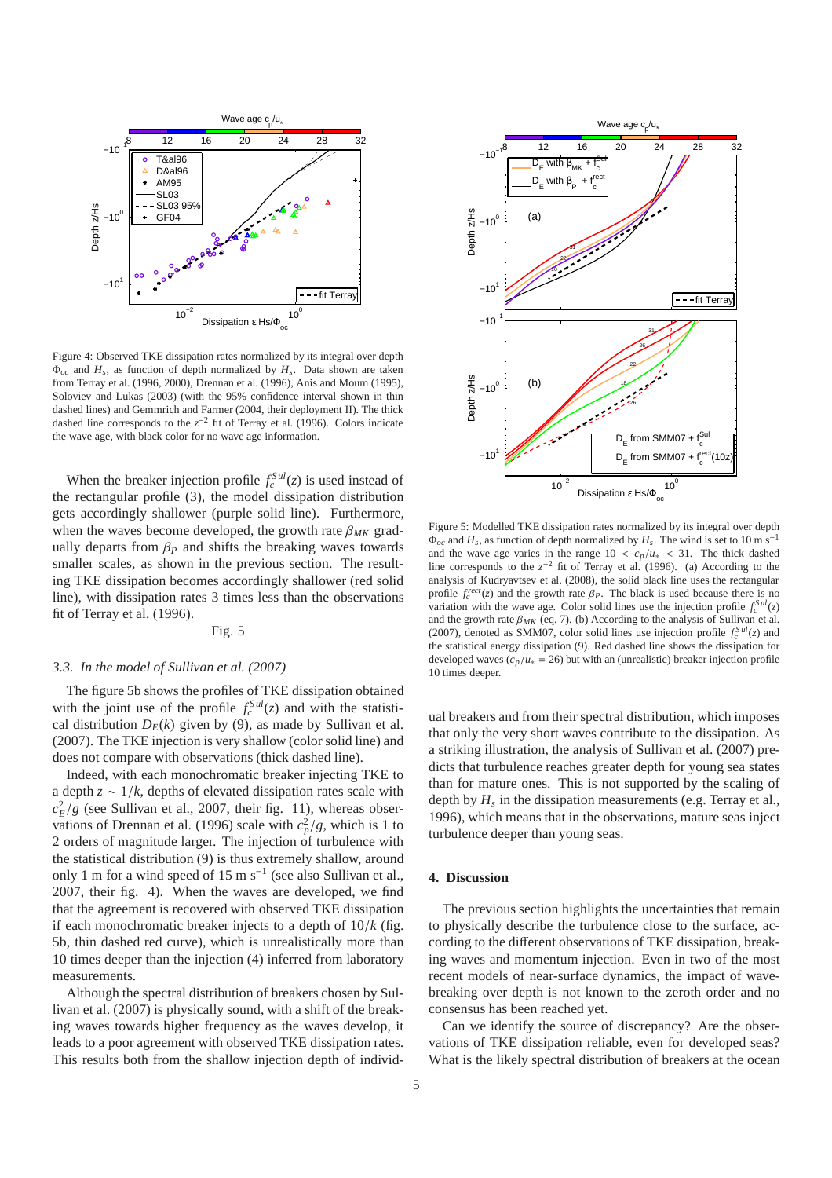Figure 4: Observed TKE dissipation rates normalized by its integral over depth $\Phi_{oc}$ and $H_s$, as function of depth normalized by $H_s$. Data shown are taken from Terray et al. (1996, 2000), Drennan et al. (1996), Anis and Moum (1995), Soloviev and Lukas (2003) (with the 95% confidence interval shown in thin dashed lines) and Gemmrich and Farmer (2004, their deployment II). The thick dashed line corresponds to the $z^{-2}$ fit of Terray et al. (1996). Colors indicate the wave age, with black color for no wave age information.

When the breaker injection profile $f_c^{Sul}(z)$ is used instead of the rectangular profile (3), the model dissipation distribution gets accordingly shallower (purple solid line). Furthermore, when the waves become developed, the growth rate $\beta_{MK}$ gradually departs from $\beta_P$ and shifts the breaking waves towards smaller scales, as shown in the previous section. The resulting TKE dissipation becomes accordingly shallower (red solid line), with dissipation rates 3 times less than the observations fit of Terray et al. (1996).

Fig. 5

### 3.3. In the model of Sullivan et al. (2007)

The figure 5b shows the profiles of TKE dissipation obtained with the joint use of the profile $f_c^{Sul}(z)$ and with the statistical distribution $D_E(k)$ given by (9), as made by Sullivan et al. (2007). The TKE injection is very shallow (color solid line) and does not compare with observations (thick dashed line).

Indeed, with each monochromatic breaker injecting TKE to a depth $z \sim 1/k$, depths of elevated dissipation rates scale with $c_E^2/g$ (see Sullivan et al., 2007, their fig. 11), whereas observations of Drennan et al. (1996) scale with $c_p^2/g$, which is 1 to 2 orders of magnitude larger. The injection of turbulence with the statistical distribution (9) is thus extremely shallow, around only 1 m for a wind speed of 15 m s$^{-1}$ (see also Sullivan et al., 2007, their fig. 4). When the waves are developed, we find that the agreement is recovered with observed TKE dissipation if each monochromatic breaker injects to a depth of $10/k$ (fig. 5b, thin dashed red curve), which is unrealistically more than 10 times deeper than the injection (4) inferred from laboratory measurements.

Although the spectral distribution of breakers chosen by Sullivan et al. (2007) is physically sound, with a shift of the breaking waves towards higher frequency as the waves develop, it leads to a poor agreement with observed TKE dissipation rates. This results both from the shallow injection depth of individual breakers and from their spectral distribution, which imposes that only the very short waves contribute to the dissipation. As a striking illustration, the analysis of Sullivan et al. (2007) predicts that turbulence reaches greater depth for young sea states than for mature ones. This is not supported by the scaling of depth by $H_s$ in the dissipation measurements (e.g. Terray et al., 1996), which means that in the observations, mature seas inject turbulence deeper than young seas.

Figure 5: Modelled TKE dissipation rates normalized by its integral over depth $\Phi_{oc}$ and $H_s$, as function of depth normalized by $H_s$. The wind is set to 10 m s$^{-1}$ and the wave age varies in the range $10 < c_p/u_* < 31$. The thick dashed line corresponds to the $z^{-2}$ fit of Terray et al. (1996). (a) According to the analysis of Kudryavtsev et al. (2008), the solid black line uses the rectangular profile $f_c^{rect}(z)$ and the growth rate $\beta_P$. The black is used because there is no variation with the wave age. Color solid lines use the injection profile $f_c^{Sul}(z)$ and the growth rate $\beta_{MK}$ (eq. 7). (b) According to the analysis of Sullivan et al. (2007), denoted as SMM07, color solid lines use injection profile $f_c^{Sul}(z)$ and the statistical energy dissipation (9). Red dashed line shows the dissipation for developed waves ($c_p/u_* = 26$) but with an (unrealistic) breaker injection profile 10 times deeper.

## 4. Discussion

The previous section highlights the uncertainties that remain to physically describe the turbulence close to the surface, according to the different observations of TKE dissipation, breaking waves and momentum injection. Even in two of the most recent models of near-surface dynamics, the impact of wave-breaking over depth is not known to the zeroth order and no consensus has been reached yet.

Can we identify the source of discrepancy? Are the observations of TKE dissipation reliable, even for developed seas? What is the likely spectral distribution of breakers at the ocean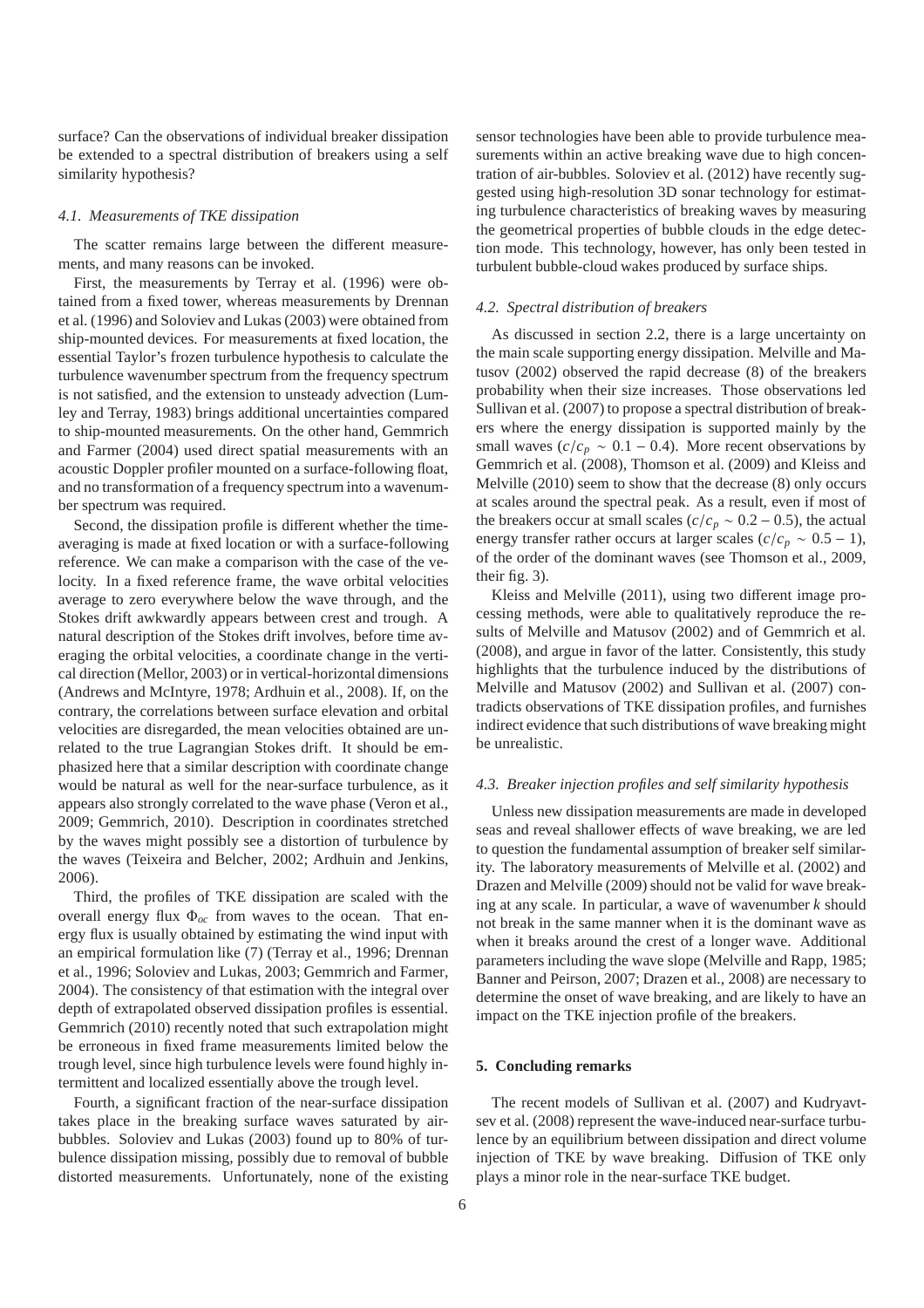surface? Can the observations of individual breaker dissipation be extended to a spectral distribution of breakers using a self similarity hypothesis?

### 4.1. Measurements of TKE dissipation

The scatter remains large between the different measurements, and many reasons can be invoked.

First, the measurements by Terray et al. (1996) were obtained from a fixed tower, whereas measurements by Drennan et al. (1996) and Soloviev and Lukas (2003) were obtained from ship-mounted devices. For measurements at fixed location, the essential Taylor's frozen turbulence hypothesis to calculate the turbulence wavenumber spectrum from the frequency spectrum is not satisfied, and the extension to unsteady advection (Lumley and Terray, 1983) brings additional uncertainties compared to ship-mounted measurements. On the other hand, Gemmrich and Farmer (2004) used direct spatial measurements with an acoustic Doppler profiler mounted on a surface-following float, and no transformation of a frequency spectrum into a wavenumber spectrum was required.

Second, the dissipation profile is different whether the time-averaging is made at fixed location or with a surface-following reference. We can make a comparison with the case of the velocity. In a fixed reference frame, the wave orbital velocities average to zero everywhere below the wave through, and the Stokes drift awkwardly appears between crest and trough. A natural description of the Stokes drift involves, before time averaging the orbital velocities, a coordinate change in the vertical direction (Mellor, 2003) or in vertical-horizontal dimensions (Andrews and McIntyre, 1978; Ardhuin et al., 2008). If, on the contrary, the correlations between surface elevation and orbital velocities are disregarded, the mean velocities obtained are unrelated to the true Lagrangian Stokes drift. It should be emphasized here that a similar description with coordinate change would be natural as well for the near-surface turbulence, as it appears also strongly correlated to the wave phase (Veron et al., 2009; Gemmrich, 2010). Description in coordinates stretched by the waves might possibly see a distortion of turbulence by the waves (Teixeira and Belcher, 2002; Ardhuin and Jenkins, 2006).

Third, the profiles of TKE dissipation are scaled with the overall energy flux $\Phi_{oc}$ from waves to the ocean. That energy flux is usually obtained by estimating the wind input with an empirical formulation like (7) (Terray et al., 1996; Drennan et al., 1996; Soloviev and Lukas, 2003; Gemmrich and Farmer, 2004). The consistency of that estimation with the integral over depth of extrapolated observed dissipation profiles is essential. Gemmrich (2010) recently noted that such extrapolation might be erroneous in fixed frame measurements limited below the trough level, since high turbulence levels were found highly intermittent and localized essentially above the trough level.

Fourth, a significant fraction of the near-surface dissipation takes place in the breaking surface waves saturated by air-bubbles. Soloviev and Lukas (2003) found up to 80% of turbulence dissipation missing, possibly due to removal of bubble distorted measurements. Unfortunately, none of the existing sensor technologies have been able to provide turbulence measurements within an active breaking wave due to high concentration of air-bubbles. Soloviev et al. (2012) have recently suggested using high-resolution 3D sonar technology for estimating turbulence characteristics of breaking waves by measuring the geometrical properties of bubble clouds in the edge detection mode. This technology, however, has only been tested in turbulent bubble-cloud wakes produced by surface ships.

### 4.2. Spectral distribution of breakers

As discussed in section 2.2, there is a large uncertainty on the main scale supporting energy dissipation. Melville and Matusov (2002) observed the rapid decrease (8) of the breakers probability when their size increases. Those observations led Sullivan et al. (2007) to propose a spectral distribution of breakers where the energy dissipation is supported mainly by the small waves ($c/c_p \sim 0.1 - 0.4$). More recent observations by Gemmrich et al. (2008), Thomson et al. (2009) and Kleiss and Melville (2010) seem to show that the decrease (8) only occurs at scales around the spectral peak. As a result, even if most of the breakers occur at small scales ($c/c_p \sim 0.2 - 0.5$), the actual energy transfer rather occurs at larger scales ($c/c_p \sim 0.5 - 1$), of the order of the dominant waves (see Thomson et al., 2009, their fig. 3).

Kleiss and Melville (2011), using two different image processing methods, were able to qualitatively reproduce the results of Melville and Matusov (2002) and of Gemmrich et al. (2008), and argue in favor of the latter. Consistently, this study highlights that the turbulence induced by the distributions of Melville and Matusov (2002) and Sullivan et al. (2007) contradicts observations of TKE dissipation profiles, and furnishes indirect evidence that such distributions of wave breaking might be unrealistic.

### 4.3. Breaker injection profiles and self similarity hypothesis

Unless new dissipation measurements are made in developed seas and reveal shallower effects of wave breaking, we are led to question the fundamental assumption of breaker self similarity. The laboratory measurements of Melville et al. (2002) and Drazen and Melville (2009) should not be valid for wave breaking at any scale. In particular, a wave of wavenumber $k$ should not break in the same manner when it is the dominant wave as when it breaks around the crest of a longer wave. Additional parameters including the wave slope (Melville and Rapp, 1985; Banner and Peirson, 2007; Drazen et al., 2008) are necessary to determine the onset of wave breaking, and are likely to have an impact on the TKE injection profile of the breakers.

## 5. Concluding remarks

The recent models of Sullivan et al. (2007) and Kudryavtsev et al. (2008) represent the wave-induced near-surface turbulence by an equilibrium between dissipation and direct volume injection of TKE by wave breaking. Diffusion of TKE only plays a minor role in the near-surface TKE budget.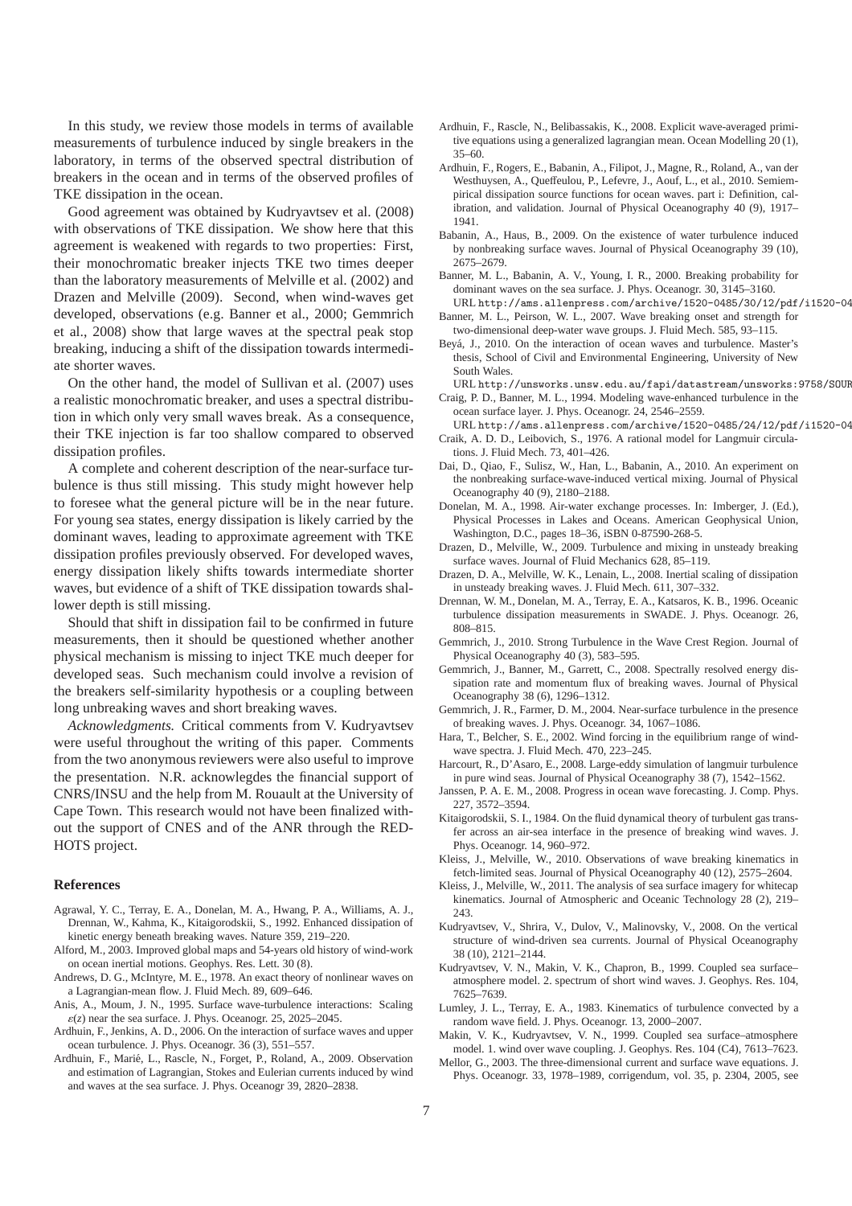In this study, we review those models in terms of available measurements of turbulence induced by single breakers in the laboratory, in terms of the observed spectral distribution of breakers in the ocean and in terms of the observed profiles of TKE dissipation in the ocean.

Good agreement was obtained by Kudryavtsev et al. (2008) with observations of TKE dissipation. We show here that this agreement is weakened with regards to two properties: First, their monochromatic breaker injects TKE two times deeper than the laboratory measurements of Melville et al. (2002) and Drazen and Melville (2009). Second, when wind-waves get developed, observations (e.g. Banner et al., 2000; Gemmrich et al., 2008) show that large waves at the spectral peak stop breaking, inducing a shift of the dissipation towards intermediate shorter waves.

On the other hand, the model of Sullivan et al. (2007) uses a realistic monochromatic breaker, and uses a spectral distribution in which only very small waves break. As a consequence, their TKE injection is far too shallow compared to observed dissipation profiles.

A complete and coherent description of the near-surface turbulence is thus still missing. This study might however help to foresee what the general picture will be in the near future. For young sea states, energy dissipation is likely carried by the dominant waves, leading to approximate agreement with TKE dissipation profiles previously observed. For developed waves, energy dissipation likely shifts towards intermediate shorter waves, but evidence of a shift of TKE dissipation towards shallower depth is still missing.

Should that shift in dissipation fail to be confirmed in future measurements, then it should be questioned whether another physical mechanism is missing to inject TKE much deeper for developed seas. Such mechanism could involve a revision of the breakers self-similarity hypothesis or a coupling between long unbreaking waves and short breaking waves.

*Acknowledgments.* Critical comments from V. Kudryavtsev were useful throughout the writing of this paper. Comments from the two anonymous reviewers were also useful to improve the presentation. N.R. acknowlegdes the financial support of CNRS/INSU and the help from M. Rouault at the University of Cape Town. This research would not have been finalized without the support of CNES and of the ANR through the RED-HOTS project.

## References

Agrawal, Y. C., Terray, E. A., Donelan, M. A., Hwang, P. A., Williams, A. J., Drennan, W., Kahma, K., Kitaigorodskii, S., 1992. Enhanced dissipation of kinetic energy beneath breaking waves. Nature 359, 219–220.

Alford, M., 2003. Improved global maps and 54-years old history of wind-work on ocean inertial motions. Geophys. Res. Lett. 30 (8).

Andrews, D. G., McIntyre, M. E., 1978. An exact theory of nonlinear waves on a Lagrangian-mean flow. J. Fluid Mech. 89, 609–646.

Anis, A., Moum, J. N., 1995. Surface wave-turbulence interactions: Scaling $\varepsilon(z)$ near the sea surface. J. Phys. Oceanogr. 25, 2025–2045.

Ardhuin, F., Jenkins, A. D., 2006. On the interaction of surface waves and upper ocean turbulence. J. Phys. Oceanogr. 36 (3), 551–557.

Ardhuin, F., Marié, L., Rascle, N., Forget, P., Roland, A., 2009. Observation and estimation of Lagrangian, Stokes and Eulerian currents induced by wind and waves at the sea surface. J. Phys. Oceanogr 39, 2820–2838.

Ardhuin, F., Rascle, N., Belibassakis, K., 2008. Explicit wave-averaged primitive equations using a generalized lagrangian mean. Ocean Modelling 20 (1), 35–60.

Ardhuin, F., Rogers, E., Babanin, A., Filipot, J., Magne, R., Roland, A., van der Westhuysen, A., Queffeulou, P., Lefevre, J., Aouf, L., et al., 2010. Semiempirical dissipation source functions for ocean waves. part i: Definition, calibration, and validation. Journal of Physical Oceanography 40 (9), 1917–1941.

Babanin, A., Haus, B., 2009. On the existence of water turbulence induced by nonbreaking surface waves. Journal of Physical Oceanography 39 (10), 2675–2679.

Banner, M. L., Babanin, A. V., Young, I. R., 2000. Breaking probability for dominant waves on the sea surface. J. Phys. Oceanogr. 30, 3145–3160. URL http://ams.allenpress.com/archive/1520-0485/30/12/pdf/i1520-04

Banner, M. L., Peirson, W. L., 2007. Wave breaking onset and strength for two-dimensional deep-water wave groups. J. Fluid Mech. 585, 93–115.

Beyá, J., 2010. On the interaction of ocean waves and turbulence. Master's thesis, School of Civil and Environmental Engineering, University of New South Wales. URL http://unsworks.unsw.edu.au/fapi/datastream/unsworks:9758/SOUR

Craig, P. D., Banner, M. L., 1994. Modeling wave-enhanced turbulence in the ocean surface layer. J. Phys. Oceanogr. 24, 2546–2559. URL http://ams.allenpress.com/archive/1520-0485/24/12/pdf/i1520-04

Craik, A. D. D., Leibovich, S., 1976. A rational model for Langmuir circulations. J. Fluid Mech. 73, 401–426.

Dai, D., Qiao, F., Sulisz, W., Han, L., Babanin, A., 2010. An experiment on the nonbreaking surface-wave-induced vertical mixing. Journal of Physical Oceanography 40 (9), 2180–2188.

Donelan, M. A., 1998. Air-water exchange processes. In: Imberger, J. (Ed.), Physical Processes in Lakes and Oceans. American Geophysical Union, Washington, D.C., pages 18–36, iSBN 0-87590-268-5.

Drazen, D., Melville, W., 2009. Turbulence and mixing in unsteady breaking surface waves. Journal of Fluid Mechanics 628, 85–119.

Drazen, D. A., Melville, W. K., Lenain, L., 2008. Inertial scaling of dissipation in unsteady breaking waves. J. Fluid Mech. 611, 307–332.

Drennan, W. M., Donelan, M. A., Terray, E. A., Katsaros, K. B., 1996. Oceanic turbulence dissipation measurements in SWADE. J. Phys. Oceanogr. 26, 808–815.

Gemmrich, J., 2010. Strong Turbulence in the Wave Crest Region. Journal of Physical Oceanography 40 (3), 583–595.

Gemmrich, J., Banner, M., Garrett, C., 2008. Spectrally resolved energy dissipation rate and momentum flux of breaking waves. Journal of Physical Oceanography 38 (6), 1296–1312.

Gemmrich, J. R., Farmer, D. M., 2004. Near-surface turbulence in the presence of breaking waves. J. Phys. Oceanogr. 34, 1067–1086.

Hara, T., Belcher, S. E., 2002. Wind forcing in the equilibrium range of wind-wave spectra. J. Fluid Mech. 470, 223–245.

Harcourt, R., D'Asaro, E., 2008. Large-eddy simulation of langmuir turbulence in pure wind seas. Journal of Physical Oceanography 38 (7), 1542–1562.

Janssen, P. A. E. M., 2008. Progress in ocean wave forecasting. J. Comp. Phys. 227, 3572–3594.

Kitaigorodskii, S. I., 1984. On the fluid dynamical theory of turbulent gas transfer across an air-sea interface in the presence of breaking wind waves. J. Phys. Oceanogr. 14, 960–972.

Kleiss, J., Melville, W., 2010. Observations of wave breaking kinematics in fetch-limited seas. Journal of Physical Oceanography 40 (12), 2575–2604.

Kleiss, J., Melville, W., 2011. The analysis of sea surface imagery for whitecap kinematics. Journal of Atmospheric and Oceanic Technology 28 (2), 219–243.

Kudryavtsev, V., Shrira, V., Dulov, V., Malinovsky, V., 2008. On the vertical structure of wind-driven sea currents. Journal of Physical Oceanography 38 (10), 2121–2144.

Kudryavtsev, V. N., Makin, V. K., Chapron, B., 1999. Coupled sea surface–atmosphere model. 2. spectrum of short wind waves. J. Geophys. Res. 104, 7625–7639.

Lumley, J. L., Terray, E. A., 1983. Kinematics of turbulence convected by a random wave field. J. Phys. Oceanogr. 13, 2000–2007.

Makin, V. K., Kudryavtsev, V. N., 1999. Coupled sea surface–atmosphere model. 1. wind over wave coupling. J. Geophys. Res. 104 (C4), 7613–7623.

Mellor, G., 2003. The three-dimensional current and surface wave equations. J. Phys. Oceanogr. 33, 1978–1989, corrigendum, vol. 35, p. 2304, 2005, see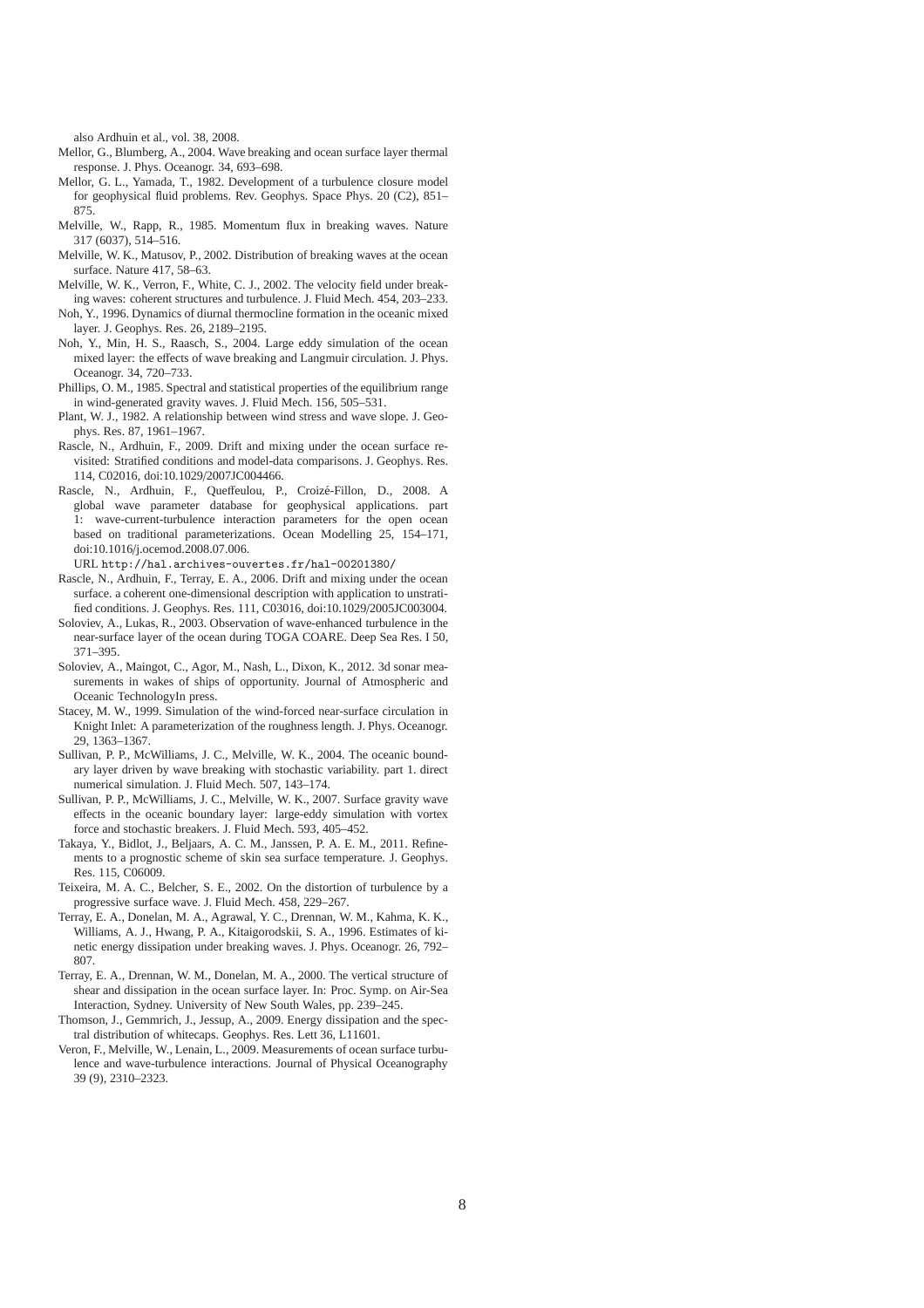also Ardhuin et al., vol. 38, 2008.

Mellor, G., Blumberg, A., 2004. Wave breaking and ocean surface layer thermal response. J. Phys. Oceanogr. 34, 693–698.

Mellor, G. L., Yamada, T., 1982. Development of a turbulence closure model for geophysical fluid problems. Rev. Geophys. Space Phys. 20 (C2), 851–875.

Melville, W., Rapp, R., 1985. Momentum flux in breaking waves. Nature 317 (6037), 514–516.

Melville, W. K., Matusov, P., 2002. Distribution of breaking waves at the ocean surface. Nature 417, 58–63.

Melville, W. K., Verron, F., White, C. J., 2002. The velocity field under breaking waves: coherent structures and turbulence. J. Fluid Mech. 454, 203–233.

Noh, Y., 1996. Dynamics of diurnal thermocline formation in the oceanic mixed layer. J. Geophys. Res. 26, 2189–2195.

Noh, Y., Min, H. S., Raasch, S., 2004. Large eddy simulation of the ocean mixed layer: the effects of wave breaking and Langmuir circulation. J. Phys. Oceanogr. 34, 720–733.

Phillips, O. M., 1985. Spectral and statistical properties of the equilibrium range in wind-generated gravity waves. J. Fluid Mech. 156, 505–531.

Plant, W. J., 1982. A relationship between wind stress and wave slope. J. Geophys. Res. 87, 1961–1967.

Rascle, N., Ardhuin, F., 2009. Drift and mixing under the ocean surface revisited: Stratified conditions and model-data comparisons. J. Geophys. Res. 114, C02016, doi:10.1029/2007JC004466.

Rascle, N., Ardhuin, F., Queffeulou, P., Croizé-Fillon, D., 2008. A global wave parameter database for geophysical applications. part 1: wave-current-turbulence interaction parameters for the open ocean based on traditional parameterizations. Ocean Modelling 25, 154–171, doi:10.1016/j.ocemod.2008.07.006.
URL http://hal.archives-ouvertes.fr/hal-00201380/

Rascle, N., Ardhuin, F., Terray, E. A., 2006. Drift and mixing under the ocean surface. a coherent one-dimensional description with application to unstratified conditions. J. Geophys. Res. 111, C03016, doi:10.1029/2005JC003004.

Soloviev, A., Lukas, R., 2003. Observation of wave-enhanced turbulence in the near-surface layer of the ocean during TOGA COARE. Deep Sea Res. I 50, 371–395.

Soloviev, A., Maingot, C., Agor, M., Nash, L., Dixon, K., 2012. 3d sonar measurements in wakes of ships of opportunity. Journal of Atmospheric and Oceanic TechnologyIn press.

Stacey, M. W., 1999. Simulation of the wind-forced near-surface circulation in Knight Inlet: A parameterization of the roughness length. J. Phys. Oceanogr. 29, 1363–1367.

Sullivan, P. P., McWilliams, J. C., Melville, W. K., 2004. The oceanic boundary layer driven by wave breaking with stochastic variability. part 1. direct numerical simulation. J. Fluid Mech. 507, 143–174.

Sullivan, P. P., McWilliams, J. C., Melville, W. K., 2007. Surface gravity wave effects in the oceanic boundary layer: large-eddy simulation with vortex force and stochastic breakers. J. Fluid Mech. 593, 405–452.

Takaya, Y., Bidlot, J., Beljaars, A. C. M., Janssen, P. A. E. M., 2011. Refinements to a prognostic scheme of skin sea surface temperature. J. Geophys. Res. 115, C06009.

Teixeira, M. A. C., Belcher, S. E., 2002. On the distortion of turbulence by a progressive surface wave. J. Fluid Mech. 458, 229–267.

Terray, E. A., Donelan, M. A., Agrawal, Y. C., Drennan, W. M., Kahma, K. K., Williams, A. J., Hwang, P. A., Kitaigorodskii, S. A., 1996. Estimates of kinetic energy dissipation under breaking waves. J. Phys. Oceanogr. 26, 792–807.

Terray, E. A., Drennan, W. M., Donelan, M. A., 2000. The vertical structure of shear and dissipation in the ocean surface layer. In: Proc. Symp. on Air-Sea Interaction, Sydney. University of New South Wales, pp. 239–245.

Thomson, J., Gemmrich, J., Jessup, A., 2009. Energy dissipation and the spectral distribution of whitecaps. Geophys. Res. Lett 36, L11601.

Veron, F., Melville, W., Lenain, L., 2009. Measurements of ocean surface turbulence and wave-turbulence interactions. Journal of Physical Oceanography 39 (9), 2310–2323.